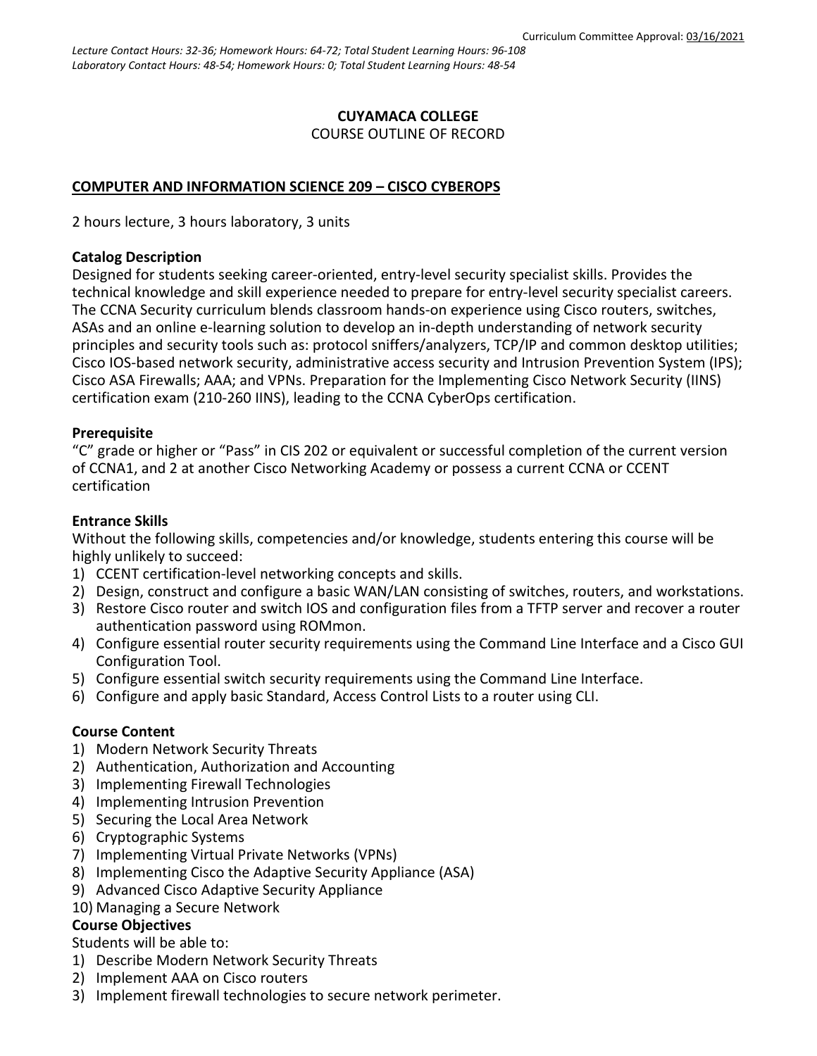Curriculum Committee Approval: 03/16/2021

*Lecture Contact Hours: 32-36; Homework Hours: 64-72; Total Student Learning Hours: 96-108*
*Laboratory Contact Hours: 48-54; Homework Hours: 0; Total Student Learning Hours: 48-54*

**CUYAMACA COLLEGE**

COURSE OUTLINE OF RECORD

# COMPUTER AND INFORMATION SCIENCE 209 – CISCO CYBEROPS

2 hours lecture, 3 hours laboratory, 3 units

## Catalog Description

Designed for students seeking career-oriented, entry-level security specialist skills. Provides the technical knowledge and skill experience needed to prepare for entry-level security specialist careers. The CCNA Security curriculum blends classroom hands-on experience using Cisco routers, switches, ASAs and an online e-learning solution to develop an in-depth understanding of network security principles and security tools such as: protocol sniffers/analyzers, TCP/IP and common desktop utilities; Cisco IOS-based network security, administrative access security and Intrusion Prevention System (IPS); Cisco ASA Firewalls; AAA; and VPNs. Preparation for the Implementing Cisco Network Security (IINS) certification exam (210-260 IINS), leading to the CCNA CyberOps certification.

## Prerequisite

"C" grade or higher or "Pass" in CIS 202 or equivalent or successful completion of the current version of CCNA1, and 2 at another Cisco Networking Academy or possess a current CCNA or CCENT certification

## Entrance Skills

Without the following skills, competencies and/or knowledge, students entering this course will be highly unlikely to succeed:

1) CCENT certification-level networking concepts and skills.
2) Design, construct and configure a basic WAN/LAN consisting of switches, routers, and workstations.
3) Restore Cisco router and switch IOS and configuration files from a TFTP server and recover a router authentication password using ROMmon.
4) Configure essential router security requirements using the Command Line Interface and a Cisco GUI Configuration Tool.
5) Configure essential switch security requirements using the Command Line Interface.
6) Configure and apply basic Standard, Access Control Lists to a router using CLI.

## Course Content

1) Modern Network Security Threats
2) Authentication, Authorization and Accounting
3) Implementing Firewall Technologies
4) Implementing Intrusion Prevention
5) Securing the Local Area Network
6) Cryptographic Systems
7) Implementing Virtual Private Networks (VPNs)
8) Implementing Cisco the Adaptive Security Appliance (ASA)
9) Advanced Cisco Adaptive Security Appliance
10) Managing a Secure Network

## Course Objectives

Students will be able to:

1) Describe Modern Network Security Threats
2) Implement AAA on Cisco routers
3) Implement firewall technologies to secure network perimeter.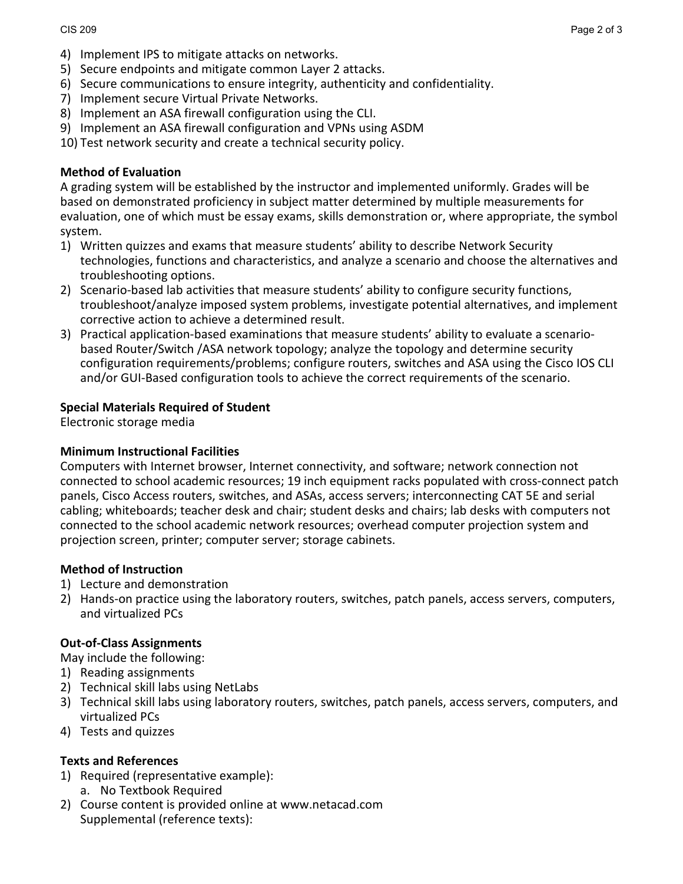4) Implement IPS to mitigate attacks on networks.
5) Secure endpoints and mitigate common Layer 2 attacks.
6) Secure communications to ensure integrity, authenticity and confidentiality.
7) Implement secure Virtual Private Networks.
8) Implement an ASA firewall configuration using the CLI.
9) Implement an ASA firewall configuration and VPNs using ASDM
10) Test network security and create a technical security policy.

**Method of Evaluation**

A grading system will be established by the instructor and implemented uniformly. Grades will be based on demonstrated proficiency in subject matter determined by multiple measurements for evaluation, one of which must be essay exams, skills demonstration or, where appropriate, the symbol system.

1) Written quizzes and exams that measure students' ability to describe Network Security technologies, functions and characteristics, and analyze a scenario and choose the alternatives and troubleshooting options.
2) Scenario-based lab activities that measure students' ability to configure security functions, troubleshoot/analyze imposed system problems, investigate potential alternatives, and implement corrective action to achieve a determined result.
3) Practical application-based examinations that measure students' ability to evaluate a scenario-based Router/Switch /ASA network topology; analyze the topology and determine security configuration requirements/problems; configure routers, switches and ASA using the Cisco IOS CLI and/or GUI-Based configuration tools to achieve the correct requirements of the scenario.

**Special Materials Required of Student**

Electronic storage media

**Minimum Instructional Facilities**

Computers with Internet browser, Internet connectivity, and software; network connection not connected to school academic resources; 19 inch equipment racks populated with cross-connect patch panels, Cisco Access routers, switches, and ASAs, access servers; interconnecting CAT 5E and serial cabling; whiteboards; teacher desk and chair; student desks and chairs; lab desks with computers not connected to the school academic network resources; overhead computer projection system and projection screen, printer; computer server; storage cabinets.

**Method of Instruction**

1) Lecture and demonstration
2) Hands-on practice using the laboratory routers, switches, patch panels, access servers, computers, and virtualized PCs

**Out-of-Class Assignments**

May include the following:

1) Reading assignments
2) Technical skill labs using NetLabs
3) Technical skill labs using laboratory routers, switches, patch panels, access servers, computers, and virtualized PCs
4) Tests and quizzes

**Texts and References**

1) Required (representative example):
   a. No Textbook Required
2) Course content is provided online at www.netacad.com
   Supplemental (reference texts):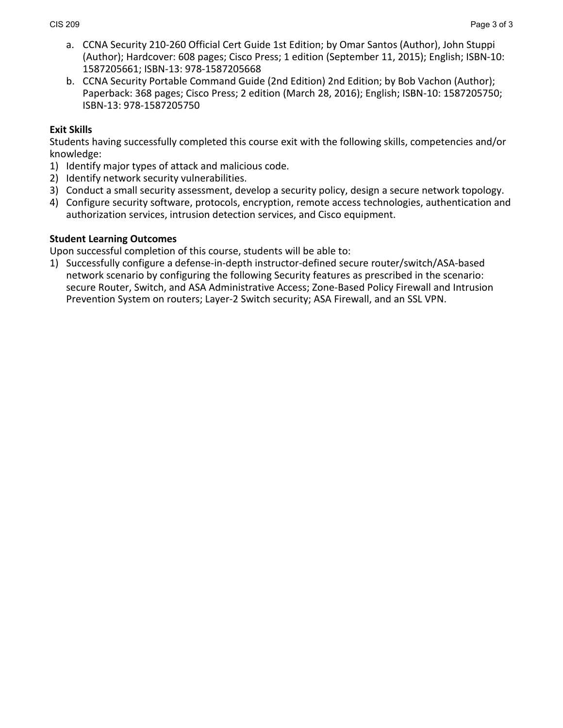a. CCNA Security 210-260 Official Cert Guide 1st Edition; by Omar Santos (Author), John Stuppi (Author); Hardcover: 608 pages; Cisco Press; 1 edition (September 11, 2015); English; ISBN-10: 1587205661; ISBN-13: 978-1587205668
b. CCNA Security Portable Command Guide (2nd Edition) 2nd Edition; by Bob Vachon (Author); Paperback: 368 pages; Cisco Press; 2 edition (March 28, 2016); English; ISBN-10: 1587205750; ISBN-13: 978-1587205750

**Exit Skills**

Students having successfully completed this course exit with the following skills, competencies and/or knowledge:

1) Identify major types of attack and malicious code.
2) Identify network security vulnerabilities.
3) Conduct a small security assessment, develop a security policy, design a secure network topology.
4) Configure security software, protocols, encryption, remote access technologies, authentication and authorization services, intrusion detection services, and Cisco equipment.

**Student Learning Outcomes**

Upon successful completion of this course, students will be able to:

1) Successfully configure a defense-in-depth instructor-defined secure router/switch/ASA-based network scenario by configuring the following Security features as prescribed in the scenario: secure Router, Switch, and ASA Administrative Access; Zone-Based Policy Firewall and Intrusion Prevention System on routers; Layer-2 Switch security; ASA Firewall, and an SSL VPN.